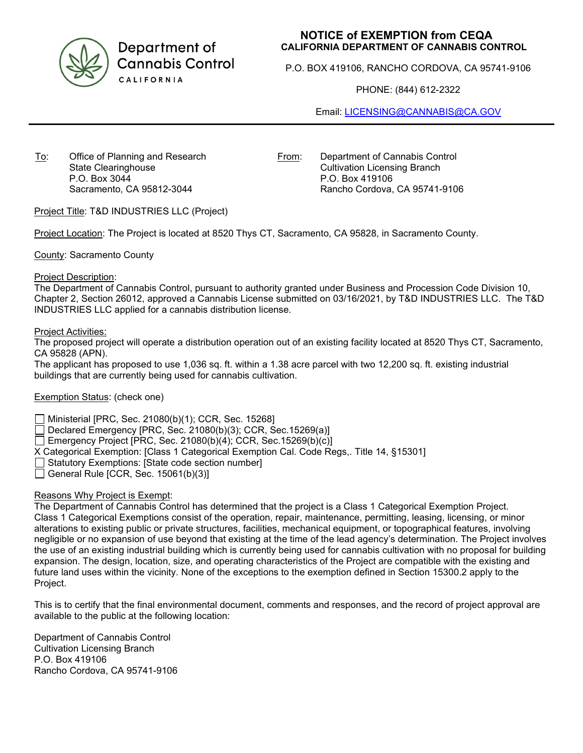Department of Cannabis Control
CALIFORNIA

# NOTICE of EXEMPTION from CEQA
**CALIFORNIA DEPARTMENT OF CANNABIS CONTROL**

P.O. BOX 419106, RANCHO CORDOVA, CA 95741-9106

PHONE: (844) 612-2322

Email: LICENSING@CANNABIS@CA.GOV

---

To: Office of Planning and Research
State Clearinghouse
P.O. Box 3044
Sacramento, CA 95812-3044

From: Department of Cannabis Control
Cultivation Licensing Branch
P.O. Box 419106
Rancho Cordova, CA 95741-9106

Project Title: T&D INDUSTRIES LLC (Project)

Project Location: The Project is located at 8520 Thys CT, Sacramento, CA 95828, in Sacramento County.

County: Sacramento County

Project Description:
The Department of Cannabis Control, pursuant to authority granted under Business and Procession Code Division 10, Chapter 2, Section 26012, approved a Cannabis License submitted on 03/16/2021, by T&D INDUSTRIES LLC. The T&D INDUSTRIES LLC applied for a cannabis distribution license.

Project Activities:
The proposed project will operate a distribution operation out of an existing facility located at 8520 Thys CT, Sacramento, CA 95828 (APN).
The applicant has proposed to use 1,036 sq. ft. within a 1.38 acre parcel with two 12,200 sq. ft. existing industrial buildings that are currently being used for cannabis cultivation.

Exemption Status: (check one)

- ☐ Ministerial [PRC, Sec. 21080(b)(1); CCR, Sec. 15268]
- ☐ Declared Emergency [PRC, Sec. 21080(b)(3); CCR, Sec.15269(a)]
- ☐ Emergency Project [PRC, Sec. 21080(b)(4); CCR, Sec.15269(b)(c)]
- X Categorical Exemption: [Class 1 Categorical Exemption Cal. Code Regs,. Title 14, §15301]
- ☐ Statutory Exemptions: [State code section number]
- ☐ General Rule [CCR, Sec. 15061(b)(3)]

Reasons Why Project is Exempt:
The Department of Cannabis Control has determined that the project is a Class 1 Categorical Exemption Project. Class 1 Categorical Exemptions consist of the operation, repair, maintenance, permitting, leasing, licensing, or minor alterations to existing public or private structures, facilities, mechanical equipment, or topographical features, involving negligible or no expansion of use beyond that existing at the time of the lead agency's determination. The Project involves the use of an existing industrial building which is currently being used for cannabis cultivation with no proposal for building expansion. The design, location, size, and operating characteristics of the Project are compatible with the existing and future land uses within the vicinity. None of the exceptions to the exemption defined in Section 15300.2 apply to the Project.

This is to certify that the final environmental document, comments and responses, and the record of project approval are available to the public at the following location:

Department of Cannabis Control
Cultivation Licensing Branch
P.O. Box 419106
Rancho Cordova, CA 95741-9106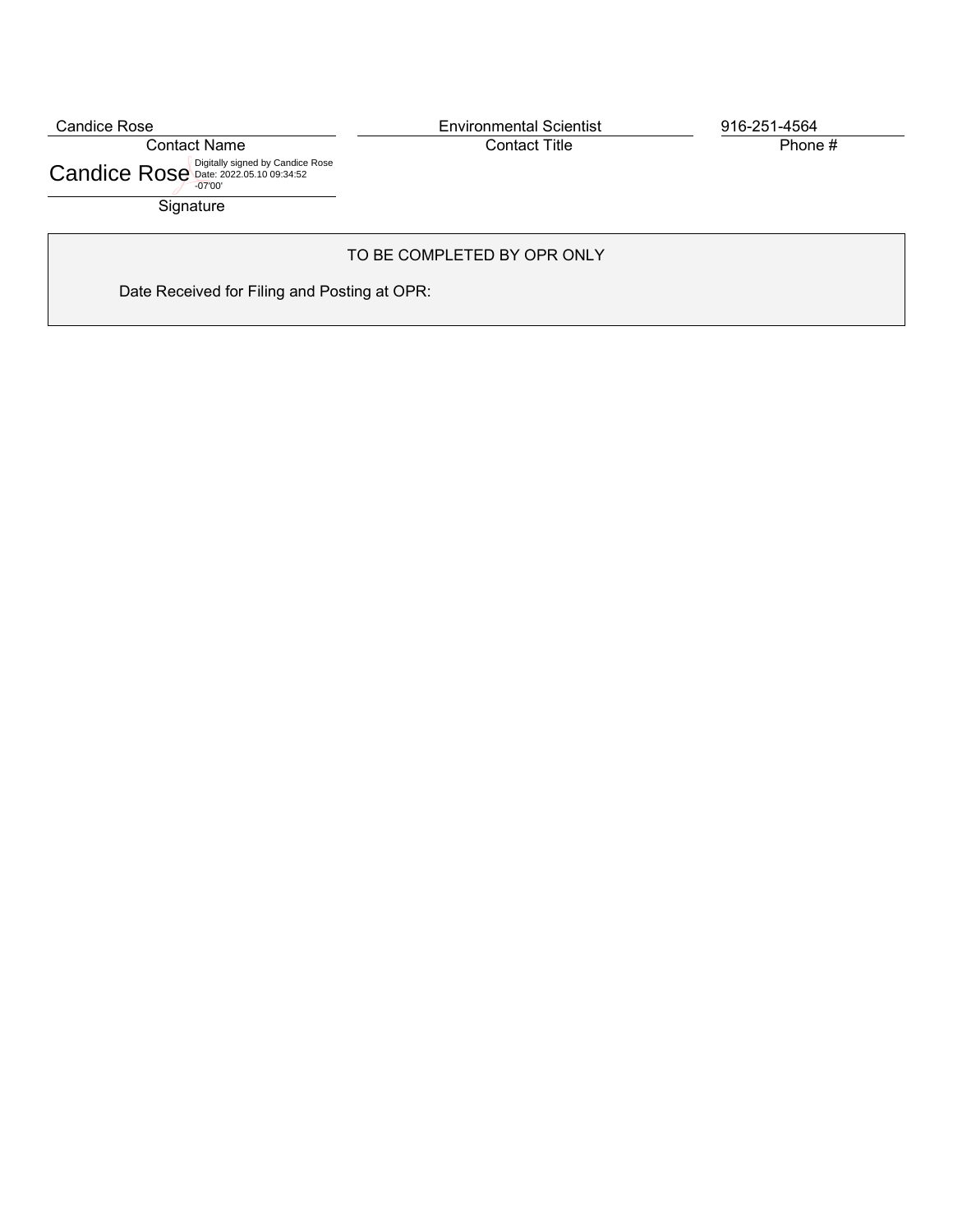| Candice Rose | Environmental Scientist | 916-251-4564 |
| --- | --- | --- |
| Contact Name | Contact Title | Phone # |

Candice Rose Digitally signed by Candice Rose Date: 2022.05.10 09:34:52 -07'00'

Signature

TO BE COMPLETED BY OPR ONLY

Date Received for Filing and Posting at OPR: